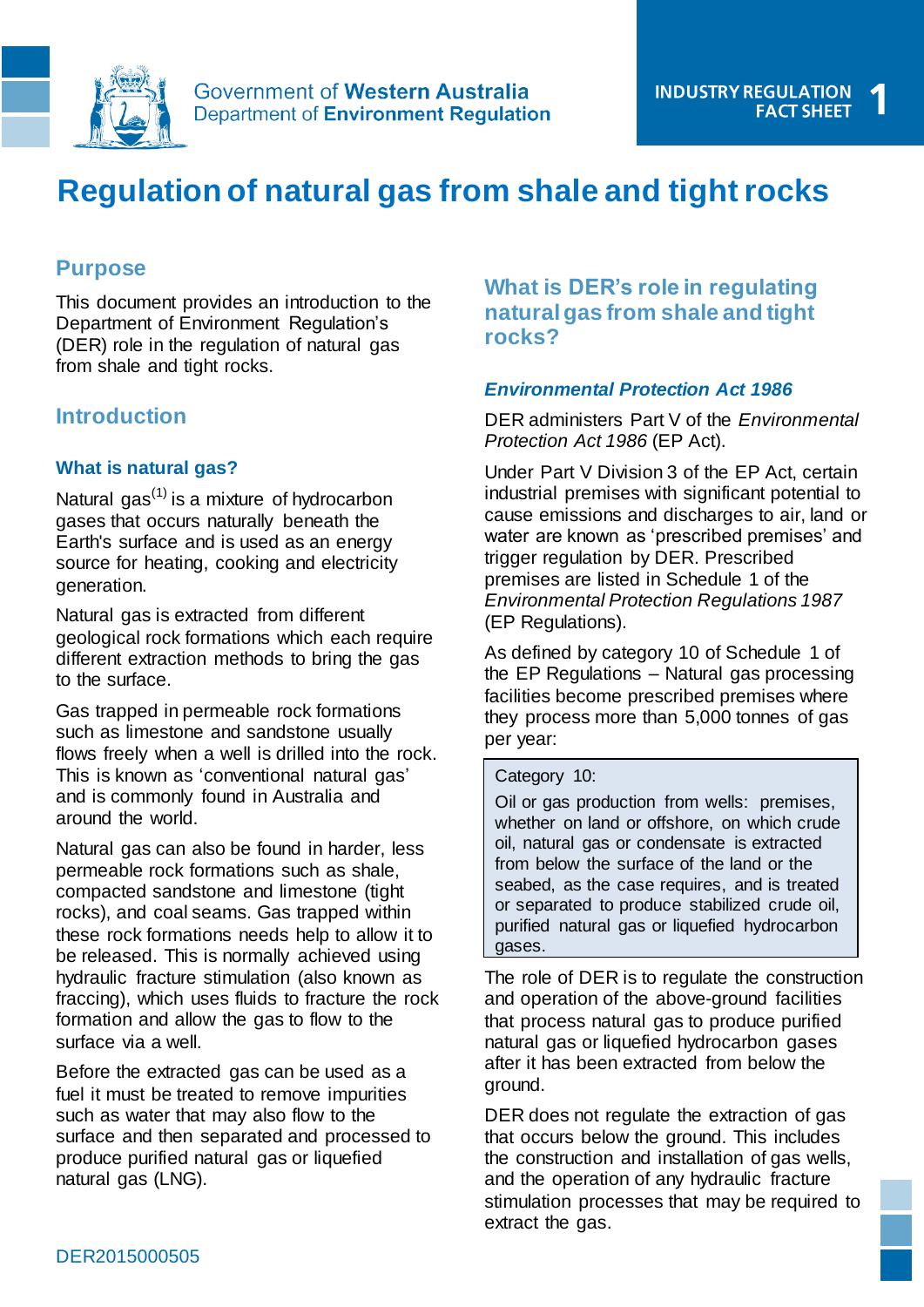Government of Western Australia
Department of Environment Regulation

INDUSTRY REGULATION FACT SHEET 1

# Regulation of natural gas from shale and tight rocks

## Purpose

This document provides an introduction to the Department of Environment Regulation's (DER) role in the regulation of natural gas from shale and tight rocks.

## Introduction

### What is natural gas?

Natural gas[1] is a mixture of hydrocarbon gases that occurs naturally beneath the Earth's surface and is used as an energy source for heating, cooking and electricity generation.

Natural gas is extracted from different geological rock formations which each require different extraction methods to bring the gas to the surface.

Gas trapped in permeable rock formations such as limestone and sandstone usually flows freely when a well is drilled into the rock. This is known as 'conventional natural gas' and is commonly found in Australia and around the world.

Natural gas can also be found in harder, less permeable rock formations such as shale, compacted sandstone and limestone (tight rocks), and coal seams. Gas trapped within these rock formations needs help to allow it to be released. This is normally achieved using hydraulic fracture stimulation (also known as fraccing), which uses fluids to fracture the rock formation and allow the gas to flow to the surface via a well.

Before the extracted gas can be used as a fuel it must be treated to remove impurities such as water that may also flow to the surface and then separated and processed to produce purified natural gas or liquefied natural gas (LNG).

## What is DER's role in regulating natural gas from shale and tight rocks?

### *Environmental Protection Act 1986*

DER administers Part V of the *Environmental Protection Act 1986* (EP Act).

Under Part V Division 3 of the EP Act, certain industrial premises with significant potential to cause emissions and discharges to air, land or water are known as 'prescribed premises' and trigger regulation by DER. Prescribed premises are listed in Schedule 1 of the *Environmental Protection Regulations 1987* (EP Regulations).

As defined by category 10 of Schedule 1 of the EP Regulations – Natural gas processing facilities become prescribed premises where they process more than 5,000 tonnes of gas per year:

> Category 10:
>
> Oil or gas production from wells: premises, whether on land or offshore, on which crude oil, natural gas or condensate is extracted from below the surface of the land or the seabed, as the case requires, and is treated or separated to produce stabilized crude oil, purified natural gas or liquefied hydrocarbon gases.

The role of DER is to regulate the construction and operation of the above-ground facilities that process natural gas to produce purified natural gas or liquefied hydrocarbon gases after it has been extracted from below the ground.

DER does not regulate the extraction of gas that occurs below the ground. This includes the construction and installation of gas wells, and the operation of any hydraulic fracture stimulation processes that may be required to extract the gas.

DER2015000505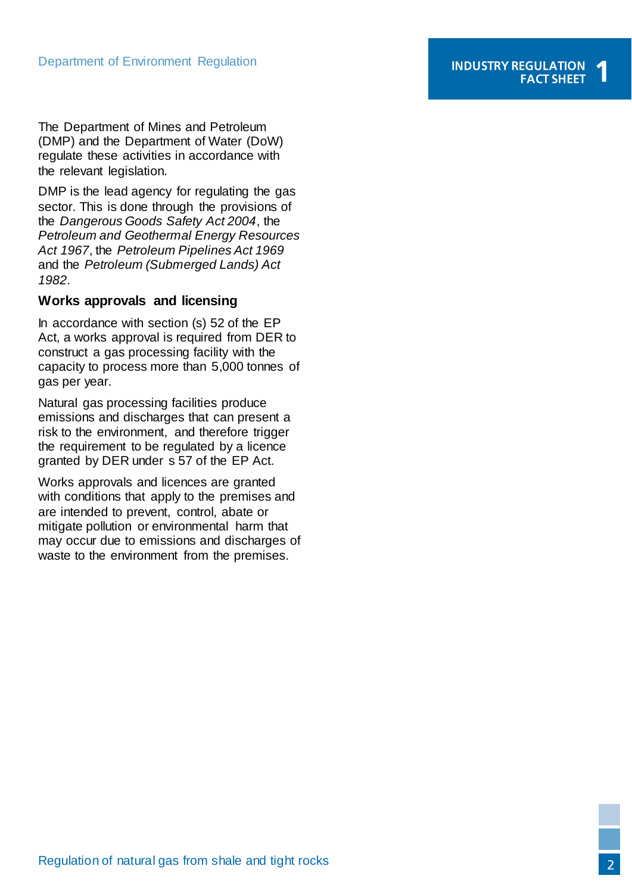The Department of Mines and Petroleum (DMP) and the Department of Water (DoW) regulate these activities in accordance with the relevant legislation.

DMP is the lead agency for regulating the gas sector. This is done through the provisions of the *Dangerous Goods Safety Act 2004*, the *Petroleum and Geothermal Energy Resources Act 1967*, the *Petroleum Pipelines Act 1969* and the *Petroleum (Submerged Lands) Act 1982*.

## Works approvals and licensing

In accordance with section (s) 52 of the EP Act, a works approval is required from DER to construct a gas processing facility with the capacity to process more than 5,000 tonnes of gas per year.

Natural gas processing facilities produce emissions and discharges that can present a risk to the environment, and therefore trigger the requirement to be regulated by a licence granted by DER under s 57 of the EP Act.

Works approvals and licences are granted with conditions that apply to the premises and are intended to prevent, control, abate or mitigate pollution or environmental harm that may occur due to emissions and discharges of waste to the environment from the premises.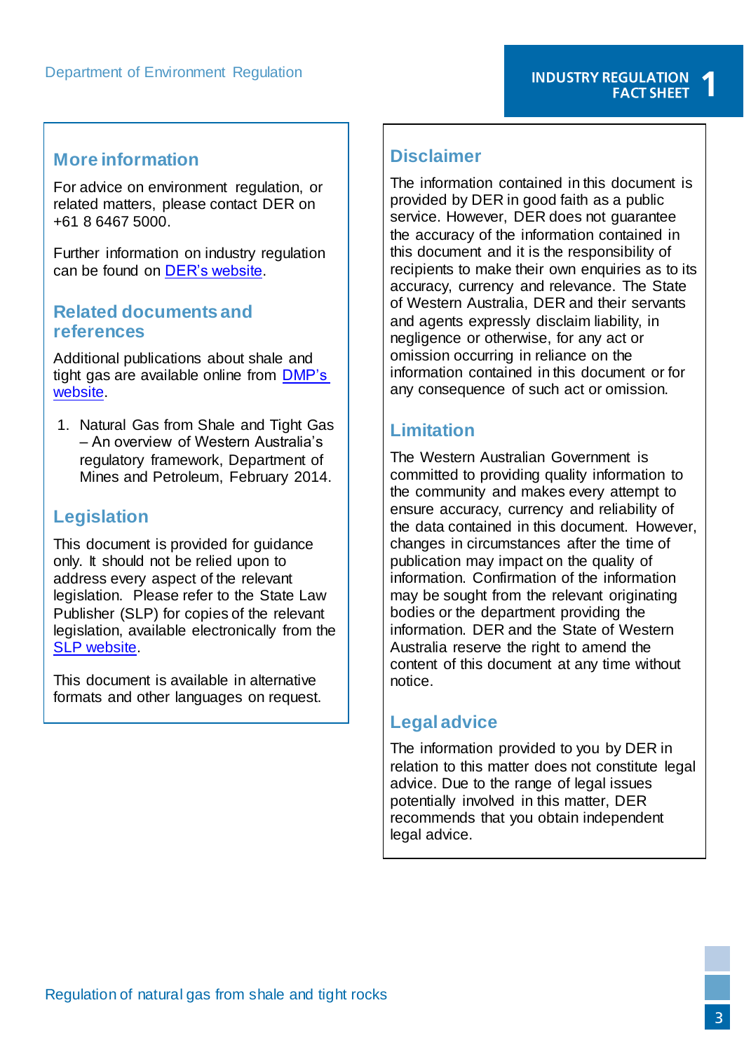## More information

For advice on environment regulation, or related matters, please contact DER on +61 8 6467 5000.

Further information on industry regulation can be found on DER's website.

## Related documents and references

Additional publications about shale and tight gas are available online from DMP's website.

1. Natural Gas from Shale and Tight Gas – An overview of Western Australia's regulatory framework, Department of Mines and Petroleum, February 2014.

## Legislation

This document is provided for guidance only. It should not be relied upon to address every aspect of the relevant legislation. Please refer to the State Law Publisher (SLP) for copies of the relevant legislation, available electronically from the SLP website.

This document is available in alternative formats and other languages on request.

## Disclaimer

The information contained in this document is provided by DER in good faith as a public service. However, DER does not guarantee the accuracy of the information contained in this document and it is the responsibility of recipients to make their own enquiries as to its accuracy, currency and relevance. The State of Western Australia, DER and their servants and agents expressly disclaim liability, in negligence or otherwise, for any act or omission occurring in reliance on the information contained in this document or for any consequence of such act or omission.

## Limitation

The Western Australian Government is committed to providing quality information to the community and makes every attempt to ensure accuracy, currency and reliability of the data contained in this document. However, changes in circumstances after the time of publication may impact on the quality of information. Confirmation of the information may be sought from the relevant originating bodies or the department providing the information. DER and the State of Western Australia reserve the right to amend the content of this document at any time without notice.

## Legal advice

The information provided to you by DER in relation to this matter does not constitute legal advice. Due to the range of legal issues potentially involved in this matter, DER recommends that you obtain independent legal advice.